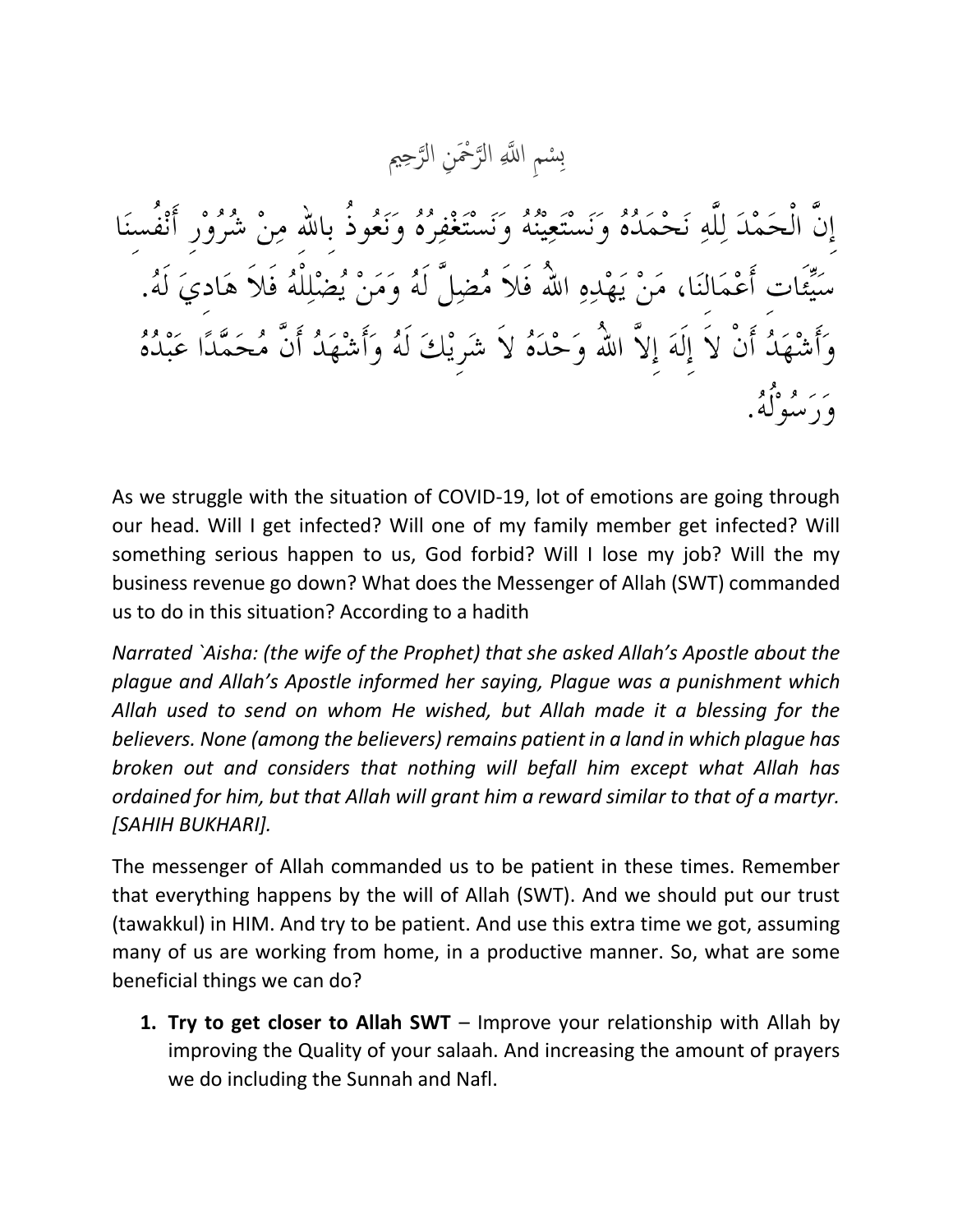بِسْمِ اللَّهِ الرَّحْمَنِ الرَّحِيم

إِنَّ الْحَمْدَ لِلَّهِ نَحْمَدُهُ وَنَسْتَعِيْنُهُ وَنَسْتَغْفِرُهُ وَنَعُوذُ بِاللهِ مِنْ شُرُوْرِ أَنْفُسِنَا سَيِّئَاتِ أَعْمَالِنَا، مَنْ يَهْدِهِ اللهُ فَلاَ مُضِلَّ لَهُ وَمَنْ يُضْلِلْهُ فَلاَ هَادِيَ لَهُ. وَأَشْهَدُ أَنْ لاَ إِلَهَ إِلاَّ اللهُ وَحْدَهُ لاَ شَرِيْكَ لَهُ وَأَشْهَدُ أَنَّ مُحَمَّدًا عَبْدُهُ وَرَسُوْلُهُ.

As we struggle with the situation of COVID-19, lot of emotions are going through our head. Will I get infected? Will one of my family member get infected? Will something serious happen to us, God forbid? Will I lose my job? Will the my business revenue go down? What does the Messenger of Allah (SWT) commanded us to do in this situation? According to a hadith

*Narrated `Aisha: (the wife of the Prophet) that she asked Allah's Apostle about the plague and Allah's Apostle informed her saying, Plague was a punishment which Allah used to send on whom He wished, but Allah made it a blessing for the believers. None (among the believers) remains patient in a land in which plague has broken out and considers that nothing will befall him except what Allah has ordained for him, but that Allah will grant him a reward similar to that of a martyr. [SAHIH BUKHARI].*

The messenger of Allah commanded us to be patient in these times. Remember that everything happens by the will of Allah (SWT). And we should put our trust (tawakkul) in HIM. And try to be patient. And use this extra time we got, assuming many of us are working from home, in a productive manner. So, what are some beneficial things we can do?

1. **Try to get closer to Allah SWT** – Improve your relationship with Allah by improving the Quality of your salaah. And increasing the amount of prayers we do including the Sunnah and Nafl.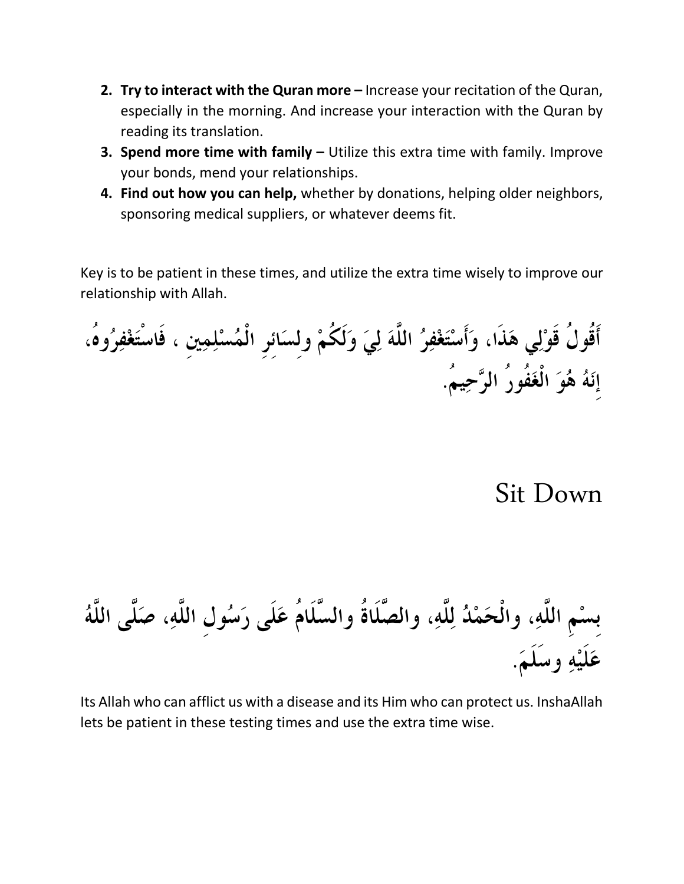2. **Try to interact with the Quran more –** Increase your recitation of the Quran, especially in the morning. And increase your interaction with the Quran by reading its translation.
3. **Spend more time with family –** Utilize this extra time with family. Improve your bonds, mend your relationships.
4. **Find out how you can help,** whether by donations, helping older neighbors, sponsoring medical suppliers, or whatever deems fit.

Key is to be patient in these times, and utilize the extra time wisely to improve our relationship with Allah.

**أَقُولُ قَوْلِي هَذَا، وَأَسْتَغْفِرُ اللَّهَ لِيَ وَلَكُمْ ولِسَائِرِ الْمُسْلِمِينِ ، فَاسْتَغْفِرُوهُ، إِنَهُ هُوَ الْغَفُورُ الرَّحِيمُ.**

# Sit Down

**بِسْمِ اللَّهِ، والْحَمْدُ لِلَّهِ، والصَّلَاةُ والسَّلَامُ عَلَى رَسُولِ اللَّهِ، صَلَّى اللَّهُ عَلَيْهِ وسَلَمَ.**

Its Allah who can afflict us with a disease and its Him who can protect us. InshaAllah lets be patient in these testing times and use the extra time wise.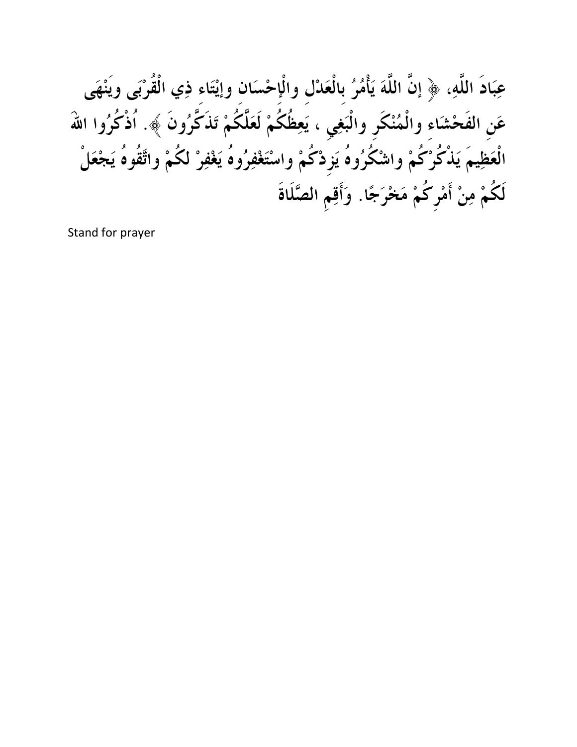عِبَادَ اللَّهِ، ﴿ إنَّ اللَّهَ يَأْمُرُ بِالْعَدْلِ والْإِحْسَانِ وإيْتَاءِ ذِي الْقُرْبَى ويَنْهَى عَنِ الفَحْشَاءِ والْمُنْكَرِ والْبَغِيِ ، يَعِظُكُمْ لَعَلَّكُمْ تَذَكَّرُونَ ﴾. اُذْكُرُوا اللهَ الْعَظِيمَ يَذْكُرْكُمْ واشْكُرُوهُ يَزِدْكُمْ واسْتَغْفِرُوهُ يَغْفِرْ لكُمْ واتَّقُوهُ يَجْعَلْ لَكُمْ مِنْ أَمْرِكُمْ مَخْرَجًا. وَأَقِمِ الصَّلَاةَ

Stand for prayer